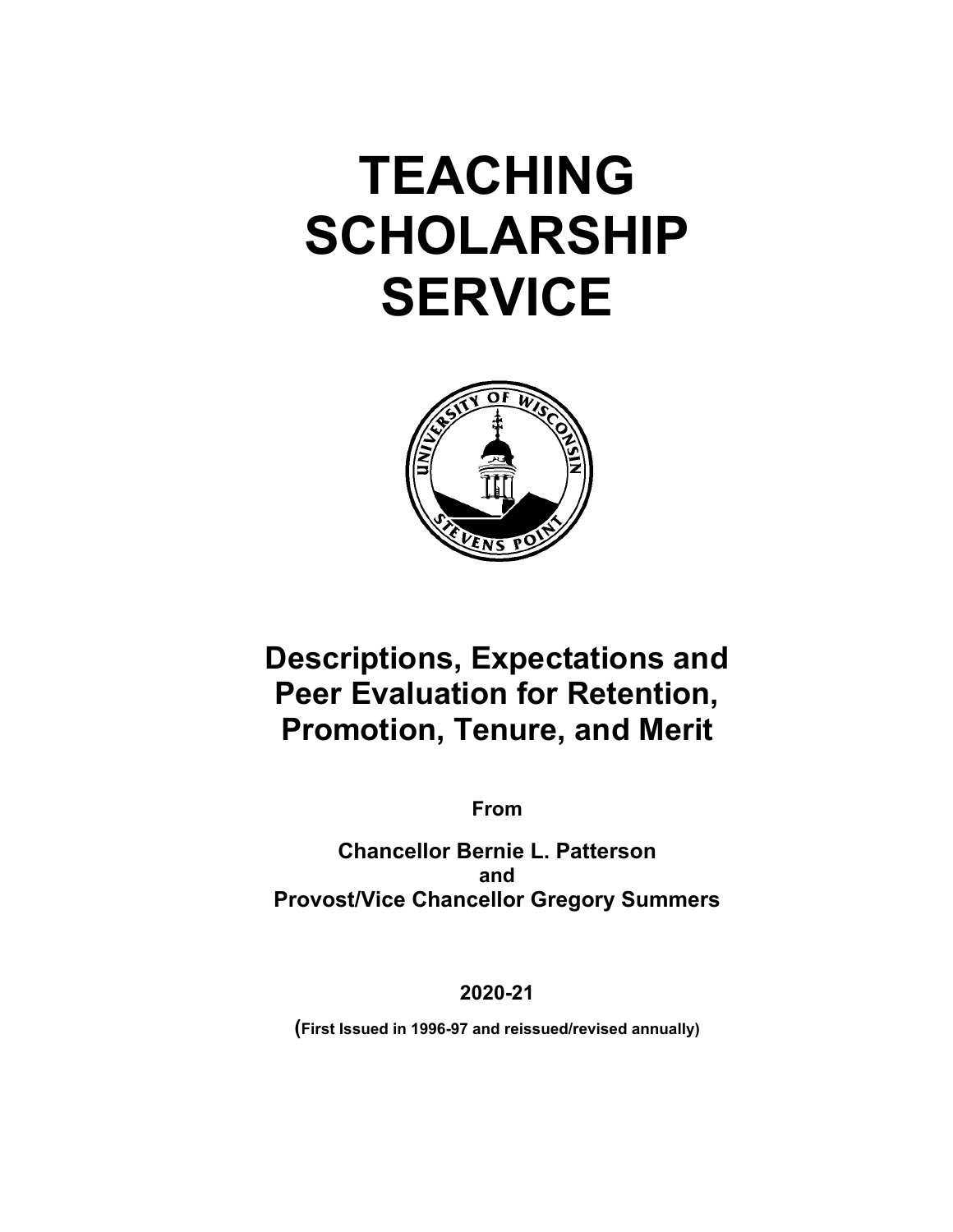# TEACHING SCHOLARSHIP SERVICE

## Descriptions, Expectations and Peer Evaluation for Retention, Promotion, Tenure, and Merit

**From**

**Chancellor Bernie L. Patterson**
**and**
**Provost/Vice Chancellor Gregory Summers**

**2020-21**

**(First Issued in 1996-97 and reissued/revised annually)**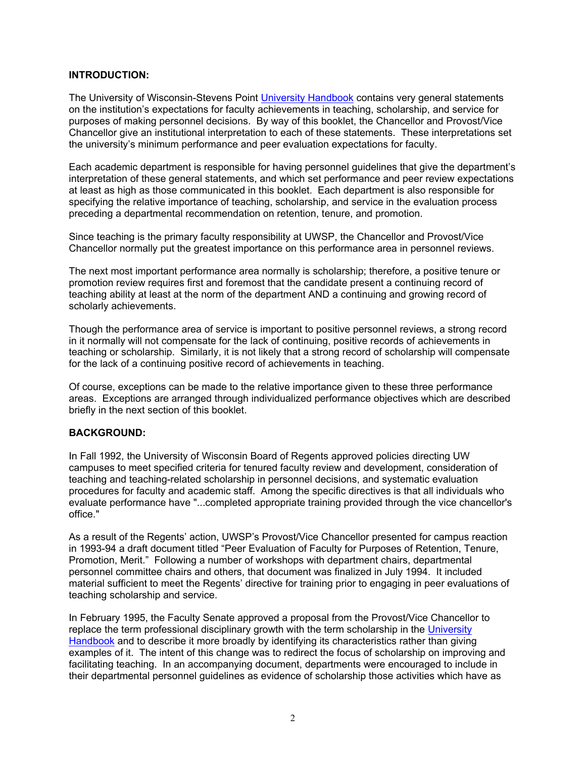## INTRODUCTION:

The University of Wisconsin-Stevens Point University Handbook contains very general statements on the institution's expectations for faculty achievements in teaching, scholarship, and service for purposes of making personnel decisions. By way of this booklet, the Chancellor and Provost/Vice Chancellor give an institutional interpretation to each of these statements. These interpretations set the university's minimum performance and peer evaluation expectations for faculty.

Each academic department is responsible for having personnel guidelines that give the department's interpretation of these general statements, and which set performance and peer review expectations at least as high as those communicated in this booklet. Each department is also responsible for specifying the relative importance of teaching, scholarship, and service in the evaluation process preceding a departmental recommendation on retention, tenure, and promotion.

Since teaching is the primary faculty responsibility at UWSP, the Chancellor and Provost/Vice Chancellor normally put the greatest importance on this performance area in personnel reviews.

The next most important performance area normally is scholarship; therefore, a positive tenure or promotion review requires first and foremost that the candidate present a continuing record of teaching ability at least at the norm of the department AND a continuing and growing record of scholarly achievements.

Though the performance area of service is important to positive personnel reviews, a strong record in it normally will not compensate for the lack of continuing, positive records of achievements in teaching or scholarship. Similarly, it is not likely that a strong record of scholarship will compensate for the lack of a continuing positive record of achievements in teaching.

Of course, exceptions can be made to the relative importance given to these three performance areas. Exceptions are arranged through individualized performance objectives which are described briefly in the next section of this booklet.

## BACKGROUND:

In Fall 1992, the University of Wisconsin Board of Regents approved policies directing UW campuses to meet specified criteria for tenured faculty review and development, consideration of teaching and teaching-related scholarship in personnel decisions, and systematic evaluation procedures for faculty and academic staff. Among the specific directives is that all individuals who evaluate performance have "...completed appropriate training provided through the vice chancellor's office."

As a result of the Regents' action, UWSP's Provost/Vice Chancellor presented for campus reaction in 1993-94 a draft document titled "Peer Evaluation of Faculty for Purposes of Retention, Tenure, Promotion, Merit." Following a number of workshops with department chairs, departmental personnel committee chairs and others, that document was finalized in July 1994. It included material sufficient to meet the Regents' directive for training prior to engaging in peer evaluations of teaching scholarship and service.

In February 1995, the Faculty Senate approved a proposal from the Provost/Vice Chancellor to replace the term professional disciplinary growth with the term scholarship in the University Handbook and to describe it more broadly by identifying its characteristics rather than giving examples of it. The intent of this change was to redirect the focus of scholarship on improving and facilitating teaching. In an accompanying document, departments were encouraged to include in their departmental personnel guidelines as evidence of scholarship those activities which have as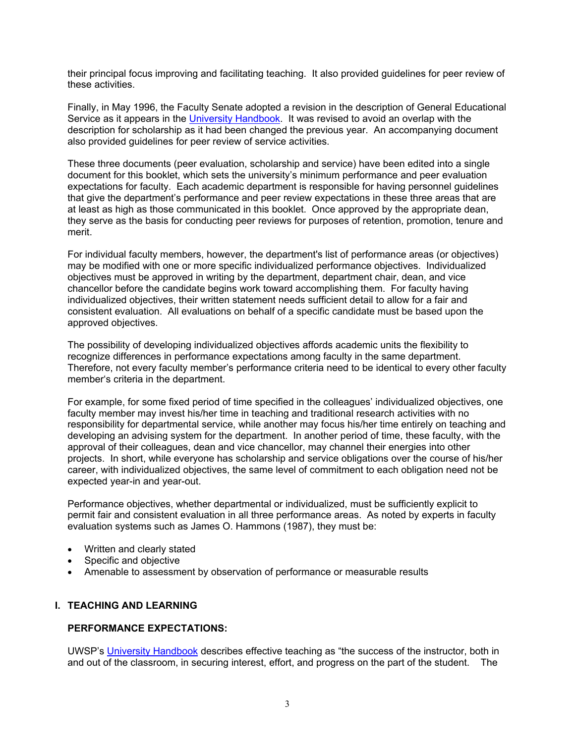their principal focus improving and facilitating teaching. It also provided guidelines for peer review of these activities.

Finally, in May 1996, the Faculty Senate adopted a revision in the description of General Educational Service as it appears in the University Handbook. It was revised to avoid an overlap with the description for scholarship as it had been changed the previous year. An accompanying document also provided guidelines for peer review of service activities.

These three documents (peer evaluation, scholarship and service) have been edited into a single document for this booklet, which sets the university's minimum performance and peer evaluation expectations for faculty. Each academic department is responsible for having personnel guidelines that give the department's performance and peer review expectations in these three areas that are at least as high as those communicated in this booklet. Once approved by the appropriate dean, they serve as the basis for conducting peer reviews for purposes of retention, promotion, tenure and merit.

For individual faculty members, however, the department's list of performance areas (or objectives) may be modified with one or more specific individualized performance objectives. Individualized objectives must be approved in writing by the department, department chair, dean, and vice chancellor before the candidate begins work toward accomplishing them. For faculty having individualized objectives, their written statement needs sufficient detail to allow for a fair and consistent evaluation. All evaluations on behalf of a specific candidate must be based upon the approved objectives.

The possibility of developing individualized objectives affords academic units the flexibility to recognize differences in performance expectations among faculty in the same department. Therefore, not every faculty member's performance criteria need to be identical to every other faculty member's criteria in the department.

For example, for some fixed period of time specified in the colleagues' individualized objectives, one faculty member may invest his/her time in teaching and traditional research activities with no responsibility for departmental service, while another may focus his/her time entirely on teaching and developing an advising system for the department. In another period of time, these faculty, with the approval of their colleagues, dean and vice chancellor, may channel their energies into other projects. In short, while everyone has scholarship and service obligations over the course of his/her career, with individualized objectives, the same level of commitment to each obligation need not be expected year-in and year-out.

Performance objectives, whether departmental or individualized, must be sufficiently explicit to permit fair and consistent evaluation in all three performance areas. As noted by experts in faculty evaluation systems such as James O. Hammons (1987), they must be:

- Written and clearly stated
- Specific and objective
- Amenable to assessment by observation of performance or measurable results

## I. TEACHING AND LEARNING

### PERFORMANCE EXPECTATIONS:

UWSP's University Handbook describes effective teaching as "the success of the instructor, both in and out of the classroom, in securing interest, effort, and progress on the part of the student. The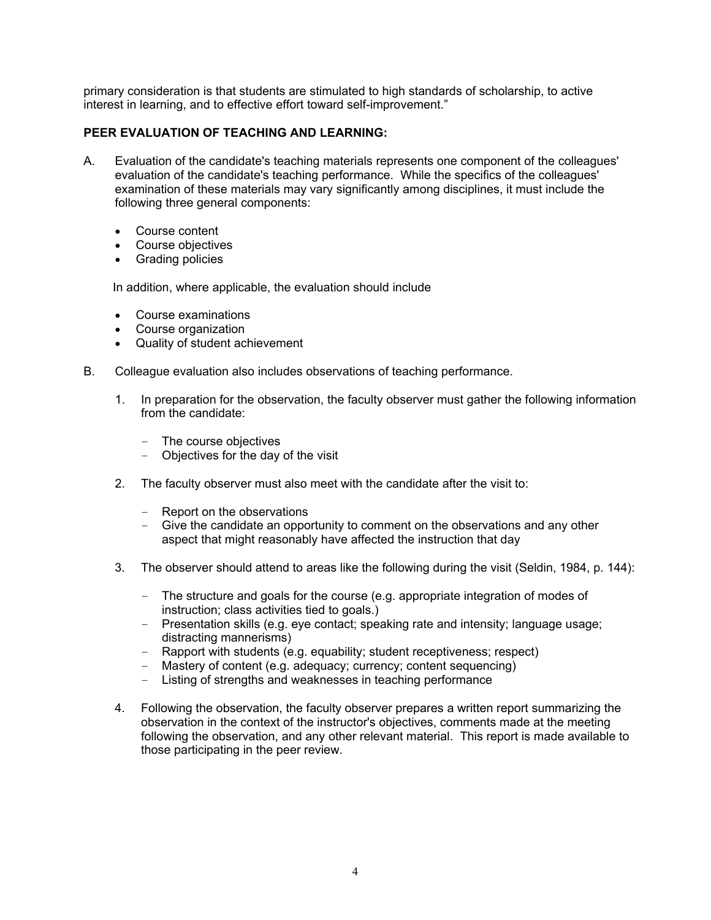primary consideration is that students are stimulated to high standards of scholarship, to active interest in learning, and to effective effort toward self-improvement."

**PEER EVALUATION OF TEACHING AND LEARNING:**

A. Evaluation of the candidate's teaching materials represents one component of the colleagues' evaluation of the candidate's teaching performance. While the specifics of the colleagues' examination of these materials may vary significantly among disciplines, it must include the following three general components:

- Course content
- Course objectives
- Grading policies

In addition, where applicable, the evaluation should include

- Course examinations
- Course organization
- Quality of student achievement

B. Colleague evaluation also includes observations of teaching performance.

1. In preparation for the observation, the faculty observer must gather the following information from the candidate:

   - The course objectives
   - Objectives for the day of the visit

2. The faculty observer must also meet with the candidate after the visit to:

   - Report on the observations
   - Give the candidate an opportunity to comment on the observations and any other aspect that might reasonably have affected the instruction that day

3. The observer should attend to areas like the following during the visit (Seldin, 1984, p. 144):

   - The structure and goals for the course (e.g. appropriate integration of modes of instruction; class activities tied to goals.)
   - Presentation skills (e.g. eye contact; speaking rate and intensity; language usage; distracting mannerisms)
   - Rapport with students (e.g. equability; student receptiveness; respect)
   - Mastery of content (e.g. adequacy; currency; content sequencing)
   - Listing of strengths and weaknesses in teaching performance

4. Following the observation, the faculty observer prepares a written report summarizing the observation in the context of the instructor's objectives, comments made at the meeting following the observation, and any other relevant material. This report is made available to those participating in the peer review.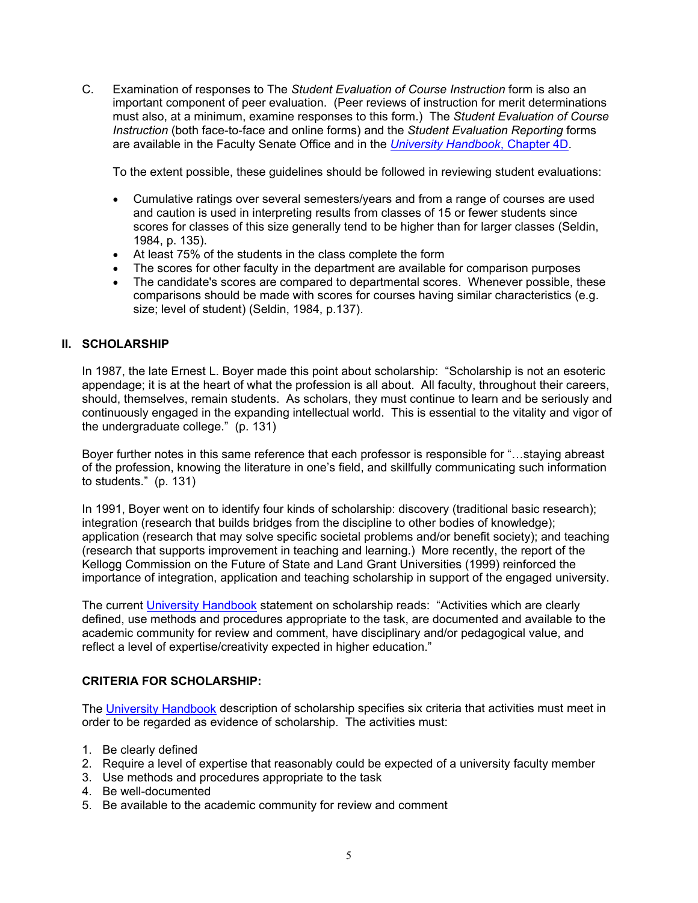C. Examination of responses to The *Student Evaluation of Course Instruction* form is also an important component of peer evaluation. (Peer reviews of instruction for merit determinations must also, at a minimum, examine responses to this form.) The *Student Evaluation of Course Instruction* (both face-to-face and online forms) and the *Student Evaluation Reporting* forms are available in the Faculty Senate Office and in the *University Handbook*, Chapter 4D.

To the extent possible, these guidelines should be followed in reviewing student evaluations:

- Cumulative ratings over several semesters/years and from a range of courses are used and caution is used in interpreting results from classes of 15 or fewer students since scores for classes of this size generally tend to be higher than for larger classes (Seldin, 1984, p. 135).
- At least 75% of the students in the class complete the form
- The scores for other faculty in the department are available for comparison purposes
- The candidate's scores are compared to departmental scores. Whenever possible, these comparisons should be made with scores for courses having similar characteristics (e.g. size; level of student) (Seldin, 1984, p.137).

## II. SCHOLARSHIP

In 1987, the late Ernest L. Boyer made this point about scholarship: "Scholarship is not an esoteric appendage; it is at the heart of what the profession is all about. All faculty, throughout their careers, should, themselves, remain students. As scholars, they must continue to learn and be seriously and continuously engaged in the expanding intellectual world. This is essential to the vitality and vigor of the undergraduate college." (p. 131)

Boyer further notes in this same reference that each professor is responsible for "…staying abreast of the profession, knowing the literature in one's field, and skillfully communicating such information to students." (p. 131)

In 1991, Boyer went on to identify four kinds of scholarship: discovery (traditional basic research); integration (research that builds bridges from the discipline to other bodies of knowledge); application (research that may solve specific societal problems and/or benefit society); and teaching (research that supports improvement in teaching and learning.) More recently, the report of the Kellogg Commission on the Future of State and Land Grant Universities (1999) reinforced the importance of integration, application and teaching scholarship in support of the engaged university.

The current University Handbook statement on scholarship reads: "Activities which are clearly defined, use methods and procedures appropriate to the task, are documented and available to the academic community for review and comment, have disciplinary and/or pedagogical value, and reflect a level of expertise/creativity expected in higher education."

### CRITERIA FOR SCHOLARSHIP:

The University Handbook description of scholarship specifies six criteria that activities must meet in order to be regarded as evidence of scholarship. The activities must:

1. Be clearly defined
2. Require a level of expertise that reasonably could be expected of a university faculty member
3. Use methods and procedures appropriate to the task
4. Be well-documented
5. Be available to the academic community for review and comment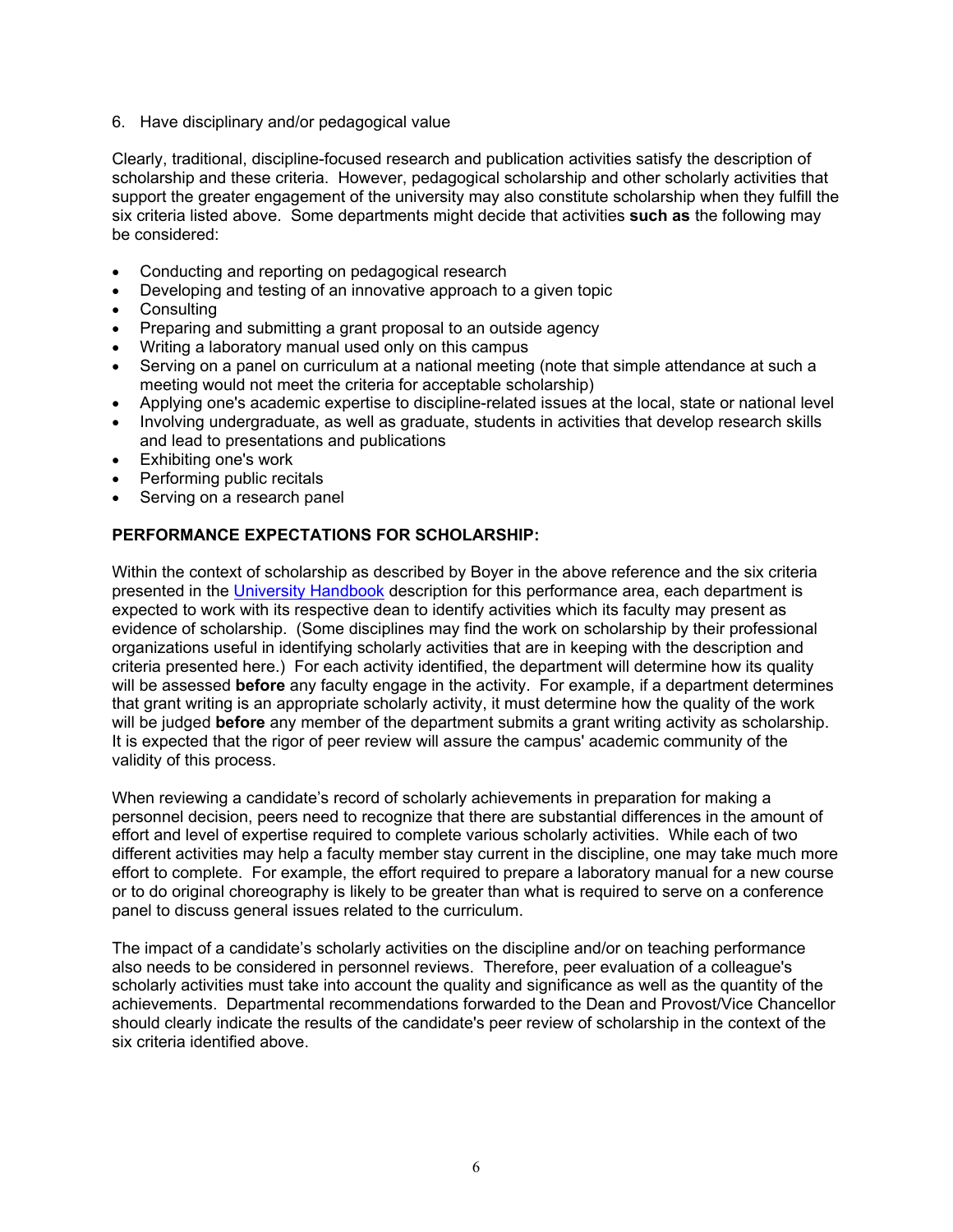6. Have disciplinary and/or pedagogical value

Clearly, traditional, discipline-focused research and publication activities satisfy the description of scholarship and these criteria. However, pedagogical scholarship and other scholarly activities that support the greater engagement of the university may also constitute scholarship when they fulfill the six criteria listed above. Some departments might decide that activities **such as** the following may be considered:

- Conducting and reporting on pedagogical research
- Developing and testing of an innovative approach to a given topic
- Consulting
- Preparing and submitting a grant proposal to an outside agency
- Writing a laboratory manual used only on this campus
- Serving on a panel on curriculum at a national meeting (note that simple attendance at such a meeting would not meet the criteria for acceptable scholarship)
- Applying one's academic expertise to discipline-related issues at the local, state or national level
- Involving undergraduate, as well as graduate, students in activities that develop research skills and lead to presentations and publications
- Exhibiting one's work
- Performing public recitals
- Serving on a research panel

**PERFORMANCE EXPECTATIONS FOR SCHOLARSHIP:**

Within the context of scholarship as described by Boyer in the above reference and the six criteria presented in the University Handbook description for this performance area, each department is expected to work with its respective dean to identify activities which its faculty may present as evidence of scholarship. (Some disciplines may find the work on scholarship by their professional organizations useful in identifying scholarly activities that are in keeping with the description and criteria presented here.) For each activity identified, the department will determine how its quality will be assessed **before** any faculty engage in the activity. For example, if a department determines that grant writing is an appropriate scholarly activity, it must determine how the quality of the work will be judged **before** any member of the department submits a grant writing activity as scholarship. It is expected that the rigor of peer review will assure the campus' academic community of the validity of this process.

When reviewing a candidate's record of scholarly achievements in preparation for making a personnel decision, peers need to recognize that there are substantial differences in the amount of effort and level of expertise required to complete various scholarly activities. While each of two different activities may help a faculty member stay current in the discipline, one may take much more effort to complete. For example, the effort required to prepare a laboratory manual for a new course or to do original choreography is likely to be greater than what is required to serve on a conference panel to discuss general issues related to the curriculum.

The impact of a candidate's scholarly activities on the discipline and/or on teaching performance also needs to be considered in personnel reviews. Therefore, peer evaluation of a colleague's scholarly activities must take into account the quality and significance as well as the quantity of the achievements. Departmental recommendations forwarded to the Dean and Provost/Vice Chancellor should clearly indicate the results of the candidate's peer review of scholarship in the context of the six criteria identified above.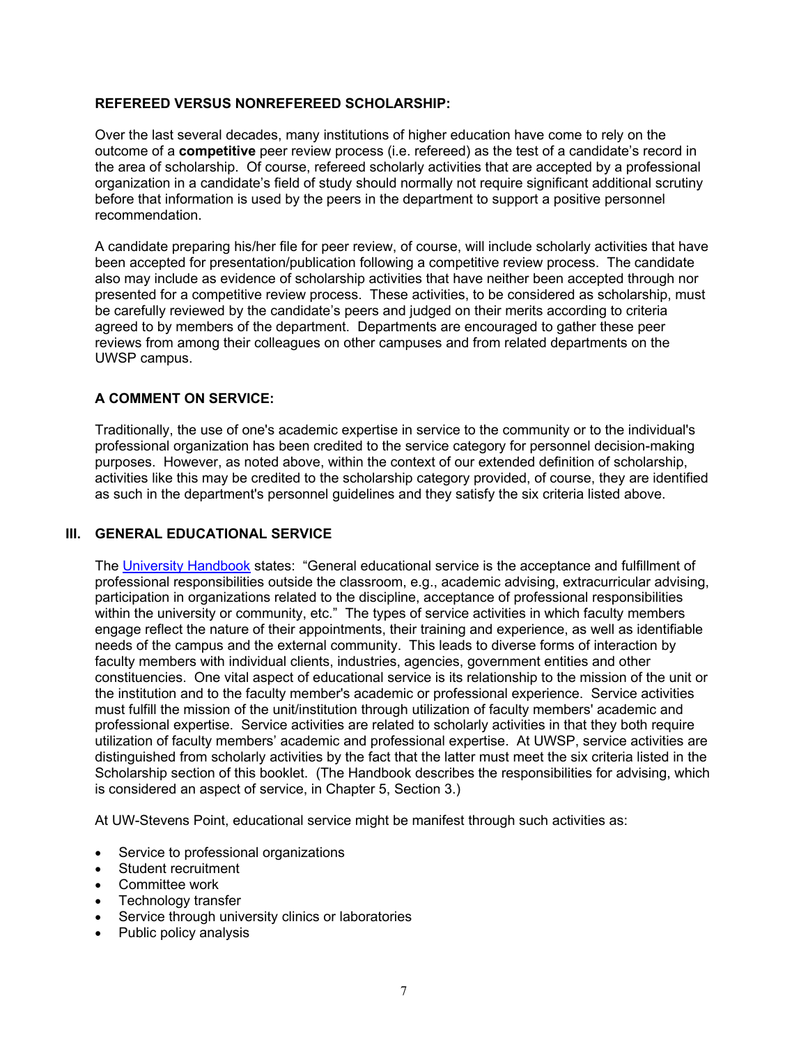**REFEREED VERSUS NONREFEREED SCHOLARSHIP:**

Over the last several decades, many institutions of higher education have come to rely on the outcome of a **competitive** peer review process (i.e. refereed) as the test of a candidate's record in the area of scholarship. Of course, refereed scholarly activities that are accepted by a professional organization in a candidate's field of study should normally not require significant additional scrutiny before that information is used by the peers in the department to support a positive personnel recommendation.

A candidate preparing his/her file for peer review, of course, will include scholarly activities that have been accepted for presentation/publication following a competitive review process. The candidate also may include as evidence of scholarship activities that have neither been accepted through nor presented for a competitive review process. These activities, to be considered as scholarship, must be carefully reviewed by the candidate's peers and judged on their merits according to criteria agreed to by members of the department. Departments are encouraged to gather these peer reviews from among their colleagues on other campuses and from related departments on the UWSP campus.

**A COMMENT ON SERVICE:**

Traditionally, the use of one's academic expertise in service to the community or to the individual's professional organization has been credited to the service category for personnel decision-making purposes. However, as noted above, within the context of our extended definition of scholarship, activities like this may be credited to the scholarship category provided, of course, they are identified as such in the department's personnel guidelines and they satisfy the six criteria listed above.

## III. GENERAL EDUCATIONAL SERVICE

The University Handbook states: "General educational service is the acceptance and fulfillment of professional responsibilities outside the classroom, e.g., academic advising, extracurricular advising, participation in organizations related to the discipline, acceptance of professional responsibilities within the university or community, etc." The types of service activities in which faculty members engage reflect the nature of their appointments, their training and experience, as well as identifiable needs of the campus and the external community. This leads to diverse forms of interaction by faculty members with individual clients, industries, agencies, government entities and other constituencies. One vital aspect of educational service is its relationship to the mission of the unit or the institution and to the faculty member's academic or professional experience. Service activities must fulfill the mission of the unit/institution through utilization of faculty members' academic and professional expertise. Service activities are related to scholarly activities in that they both require utilization of faculty members' academic and professional expertise. At UWSP, service activities are distinguished from scholarly activities by the fact that the latter must meet the six criteria listed in the Scholarship section of this booklet. (The Handbook describes the responsibilities for advising, which is considered an aspect of service, in Chapter 5, Section 3.)

At UW-Stevens Point, educational service might be manifest through such activities as:

- Service to professional organizations
- Student recruitment
- Committee work
- Technology transfer
- Service through university clinics or laboratories
- Public policy analysis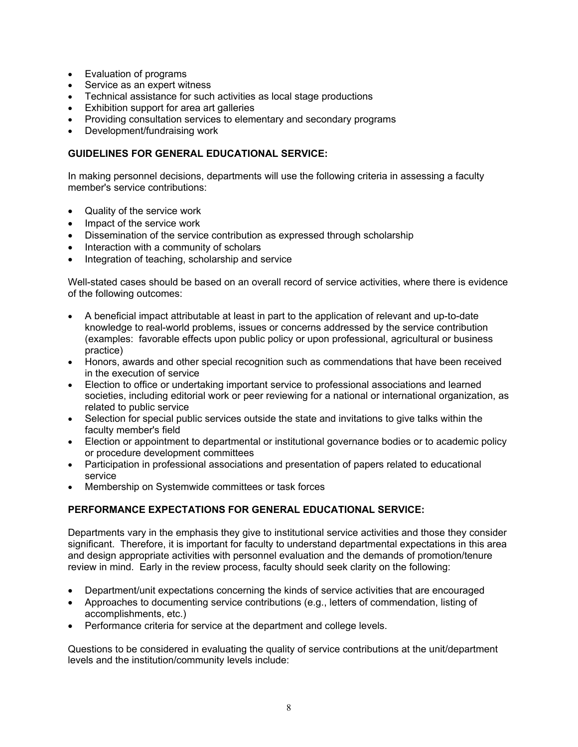- Evaluation of programs
- Service as an expert witness
- Technical assistance for such activities as local stage productions
- Exhibition support for area art galleries
- Providing consultation services to elementary and secondary programs
- Development/fundraising work

**GUIDELINES FOR GENERAL EDUCATIONAL SERVICE:**

In making personnel decisions, departments will use the following criteria in assessing a faculty member's service contributions:

- Quality of the service work
- Impact of the service work
- Dissemination of the service contribution as expressed through scholarship
- Interaction with a community of scholars
- Integration of teaching, scholarship and service

Well-stated cases should be based on an overall record of service activities, where there is evidence of the following outcomes:

- A beneficial impact attributable at least in part to the application of relevant and up-to-date knowledge to real-world problems, issues or concerns addressed by the service contribution (examples: favorable effects upon public policy or upon professional, agricultural or business practice)
- Honors, awards and other special recognition such as commendations that have been received in the execution of service
- Election to office or undertaking important service to professional associations and learned societies, including editorial work or peer reviewing for a national or international organization, as related to public service
- Selection for special public services outside the state and invitations to give talks within the faculty member's field
- Election or appointment to departmental or institutional governance bodies or to academic policy or procedure development committees
- Participation in professional associations and presentation of papers related to educational service
- Membership on Systemwide committees or task forces

**PERFORMANCE EXPECTATIONS FOR GENERAL EDUCATIONAL SERVICE:**

Departments vary in the emphasis they give to institutional service activities and those they consider significant. Therefore, it is important for faculty to understand departmental expectations in this area and design appropriate activities with personnel evaluation and the demands of promotion/tenure review in mind. Early in the review process, faculty should seek clarity on the following:

- Department/unit expectations concerning the kinds of service activities that are encouraged
- Approaches to documenting service contributions (e.g., letters of commendation, listing of accomplishments, etc.)
- Performance criteria for service at the department and college levels.

Questions to be considered in evaluating the quality of service contributions at the unit/department levels and the institution/community levels include: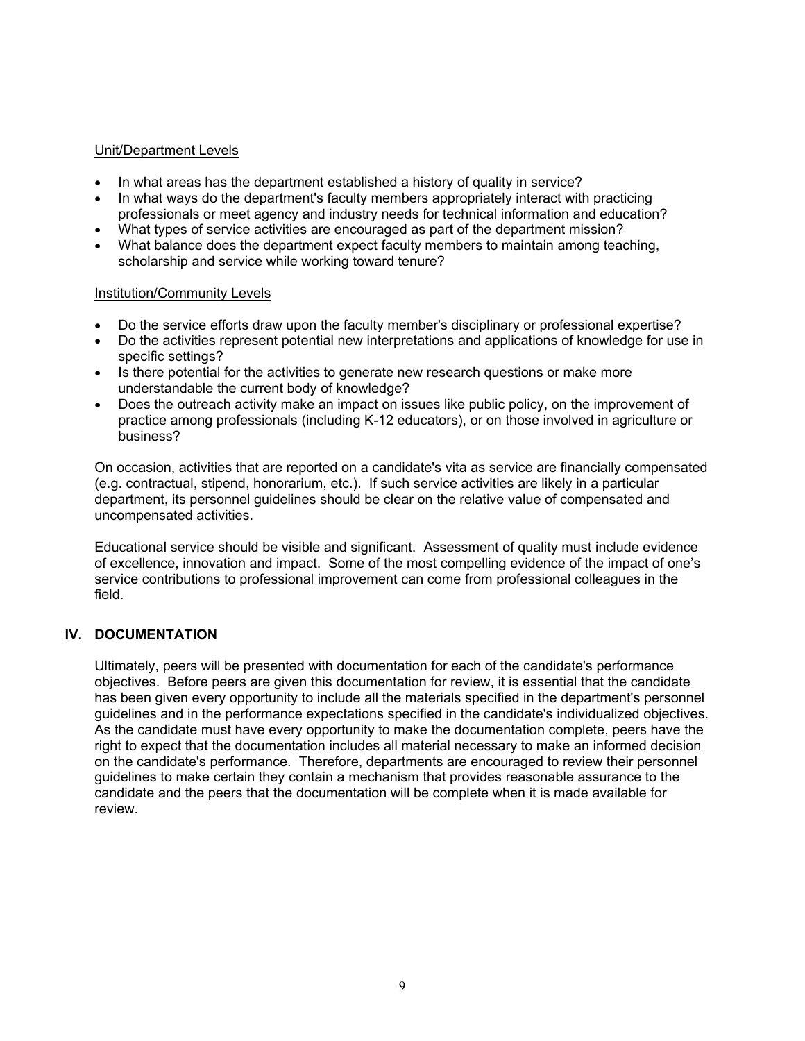Unit/Department Levels

- In what areas has the department established a history of quality in service?
- In what ways do the department's faculty members appropriately interact with practicing professionals or meet agency and industry needs for technical information and education?
- What types of service activities are encouraged as part of the department mission?
- What balance does the department expect faculty members to maintain among teaching, scholarship and service while working toward tenure?

Institution/Community Levels

- Do the service efforts draw upon the faculty member's disciplinary or professional expertise?
- Do the activities represent potential new interpretations and applications of knowledge for use in specific settings?
- Is there potential for the activities to generate new research questions or make more understandable the current body of knowledge?
- Does the outreach activity make an impact on issues like public policy, on the improvement of practice among professionals (including K-12 educators), or on those involved in agriculture or business?

On occasion, activities that are reported on a candidate's vita as service are financially compensated (e.g. contractual, stipend, honorarium, etc.). If such service activities are likely in a particular department, its personnel guidelines should be clear on the relative value of compensated and uncompensated activities.

Educational service should be visible and significant. Assessment of quality must include evidence of excellence, innovation and impact. Some of the most compelling evidence of the impact of one's service contributions to professional improvement can come from professional colleagues in the field.

## IV. DOCUMENTATION

Ultimately, peers will be presented with documentation for each of the candidate's performance objectives. Before peers are given this documentation for review, it is essential that the candidate has been given every opportunity to include all the materials specified in the department's personnel guidelines and in the performance expectations specified in the candidate's individualized objectives. As the candidate must have every opportunity to make the documentation complete, peers have the right to expect that the documentation includes all material necessary to make an informed decision on the candidate's performance. Therefore, departments are encouraged to review their personnel guidelines to make certain they contain a mechanism that provides reasonable assurance to the candidate and the peers that the documentation will be complete when it is made available for review.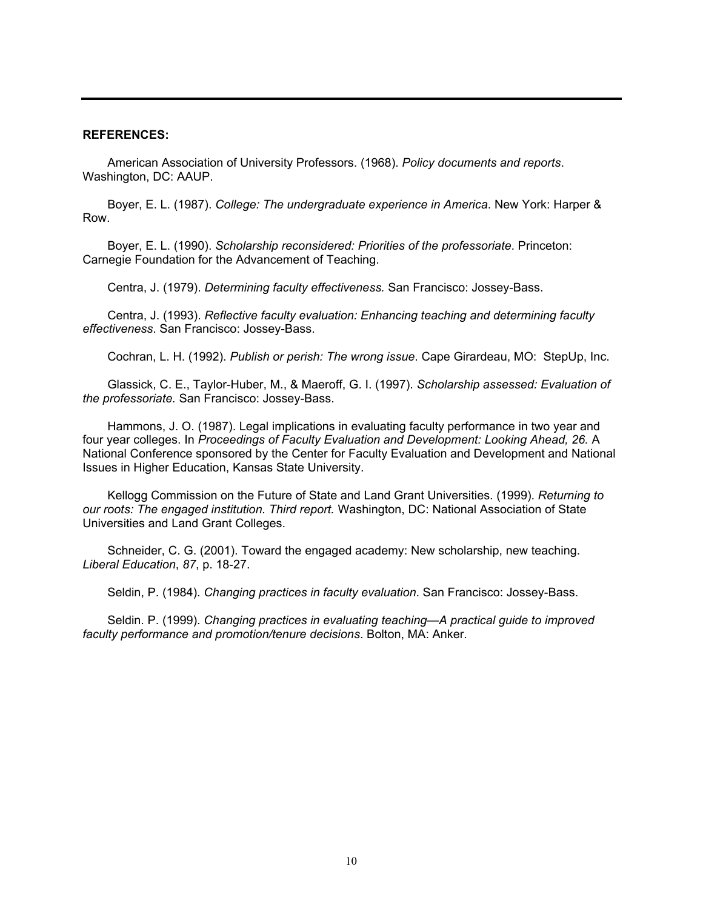**REFERENCES:**

American Association of University Professors. (1968). *Policy documents and reports*. Washington, DC: AAUP.

Boyer, E. L. (1987). *College: The undergraduate experience in America*. New York: Harper & Row.

Boyer, E. L. (1990). *Scholarship reconsidered: Priorities of the professoriate*. Princeton: Carnegie Foundation for the Advancement of Teaching.

Centra, J. (1979). *Determining faculty effectiveness.* San Francisco: Jossey-Bass.

Centra, J. (1993). *Reflective faculty evaluation: Enhancing teaching and determining faculty effectiveness*. San Francisco: Jossey-Bass.

Cochran, L. H. (1992). *Publish or perish: The wrong issue*. Cape Girardeau, MO: StepUp, Inc.

Glassick, C. E., Taylor-Huber, M., & Maeroff, G. I. (1997). *Scholarship assessed: Evaluation of the professoriate.* San Francisco: Jossey-Bass.

Hammons, J. O. (1987). Legal implications in evaluating faculty performance in two year and four year colleges. In *Proceedings of Faculty Evaluation and Development: Looking Ahead, 26.* A National Conference sponsored by the Center for Faculty Evaluation and Development and National Issues in Higher Education, Kansas State University.

Kellogg Commission on the Future of State and Land Grant Universities. (1999). *Returning to our roots: The engaged institution. Third report.* Washington, DC: National Association of State Universities and Land Grant Colleges.

Schneider, C. G. (2001). Toward the engaged academy: New scholarship, new teaching. *Liberal Education*, *87*, p. 18-27.

Seldin, P. (1984). *Changing practices in faculty evaluation*. San Francisco: Jossey-Bass.

Seldin. P. (1999). *Changing practices in evaluating teaching—A practical guide to improved faculty performance and promotion/tenure decisions*. Bolton, MA: Anker.